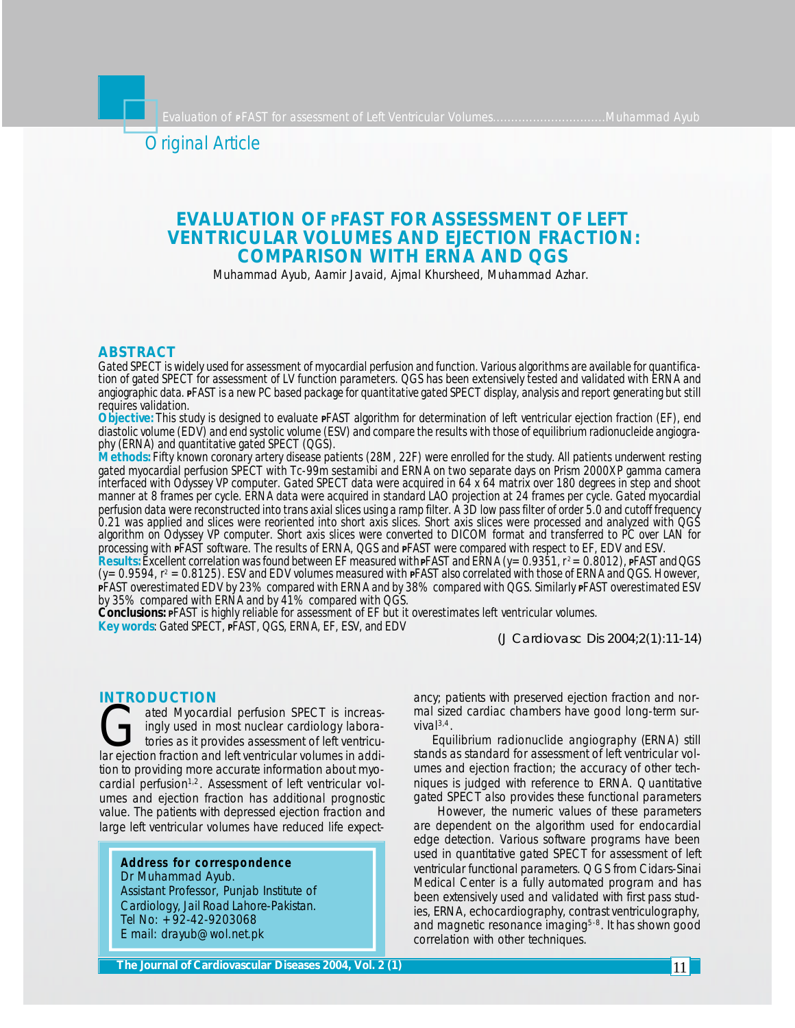Original Article

# EVALUATION OF PFAST FOR ASSESSMENT OF LEFT VENTRICULAR VOLUMES AND EJECTION FRACTION: COMPARISON WITH ERNA AND QGS

Muhammad Ayub, Aamir Javaid, Ajmal Khursheed, Muhammad Azhar.

## ABSTRACT

Gated SPECT is widely used for assessment of myocardial perfusion and function. Various algorithms are available for quantification of gated SPECT for assessment of LV function parameters. QGS has been extensively tested and validated with ERNA and angiographic data. PFAST is a new PC based package for quantitative gated SPECT display, analysis and report generating but still requires validation.

**Objective:** This study is designed to evaluate PFAST algorithm for determination of left ventricular ejection fraction (EF), end diastolic volume (EDV) and end systolic volume (ESV) and compare the results with those of equilibrium radionucleide angiography (ERNA) and quantitative gated SPECT (QGS).

**Methods:** Fifty known coronary artery disease patients (28M, 22F) were enrolled for the study. All patients underwent resting gated myocardial perfusion SPECT with Tc-99m sestamibi and ERNA on two separate days on Prism 2000XP gamma camera interfaced with Odyssey VP computer. Gated SPECT data were acquired in 64 x 64 matrix over 180 degrees in step and shoot manner at 8 frames per cycle. ERNA data were acquired in standard LAO projection at 24 frames per cycle. Gated myocardial perfusion data were reconstructed into trans axial slices using a ramp filter. A 3D low pass filter of order 5.0 and cutoff frequency 0.21 was applied and slices were reoriented into short axis slices. Short axis slices were processed and analyzed with QGS algorithm on Odyssey VP computer. Short axis slices were converted to DICOM format and transferred to PC over LAN for processing with PFAST software. The results of ERNA, QGS and PFAST were compared with respect to EF, EDV and ESV.

**Results:** Excellent correlation was found between EF measured with PFAST and ERNA (y= 0.9351, $r^2$ = 0.8012), PFAST and QGS (y= 0.9594, $r^2$ = 0.8125). ESV and EDV volumes measured with PFAST also correlated with those of ERNA and QGS. However, PFAST overestimated EDV by 23% compared with ERNA and by 38% compared with QGS. Similarly PFAST overestimated ESV by 35% compared with ERNA and by 41% compared with QGS.

**Conclusions:** PFAST is highly reliable for assessment of EF but it overestimates left ventricular volumes.

**Key words:** Gated SPECT, PFAST, QGS, ERNA, EF, ESV, and EDV

*(J Cardiovasc Dis 2004;2(1):11-14)*

## INTRODUCTION

Gated Myocardial perfusion SPECT is increasingly used in most nuclear cardiology laboratories as it provides assessment of left ventricular ejection fraction and left ventricular volumes in addition to providing more accurate information about myocardial perfusion[1,2]. Assessment of left ventricular volumes and ejection fraction has additional prognostic value. The patients with depressed ejection fraction and large left ventricular volumes have reduced life expectancy; patients with preserved ejection fraction and normal sized cardiac chambers have good long-term survival[3,4].

Equilibrium radionuclide angiography (ERNA) still stands as standard for assessment of left ventricular volumes and ejection fraction; the accuracy of other techniques is judged with reference to ERNA. Quantitative gated SPECT also provides these functional parameters

However, the numeric values of these parameters are dependent on the algorithm used for endocardial edge detection. Various software programs have been used in quantitative gated SPECT for assessment of left ventricular functional parameters. QGS from Cidars-Sinai Medical Center is a fully automated program and has been extensively used and validated with first pass studies, ERNA, echocardiography, contrast ventriculography, and magnetic resonance imaging[5-8]. It has shown good correlation with other techniques.

**Address for correspondence**
Dr Muhammad Ayub.
Assistant Professor, Punjab Institute of Cardiology, Jail Road Lahore-Pakistan.
Tel No: +92-42-9203068
E mail: drayub@wol.net.pk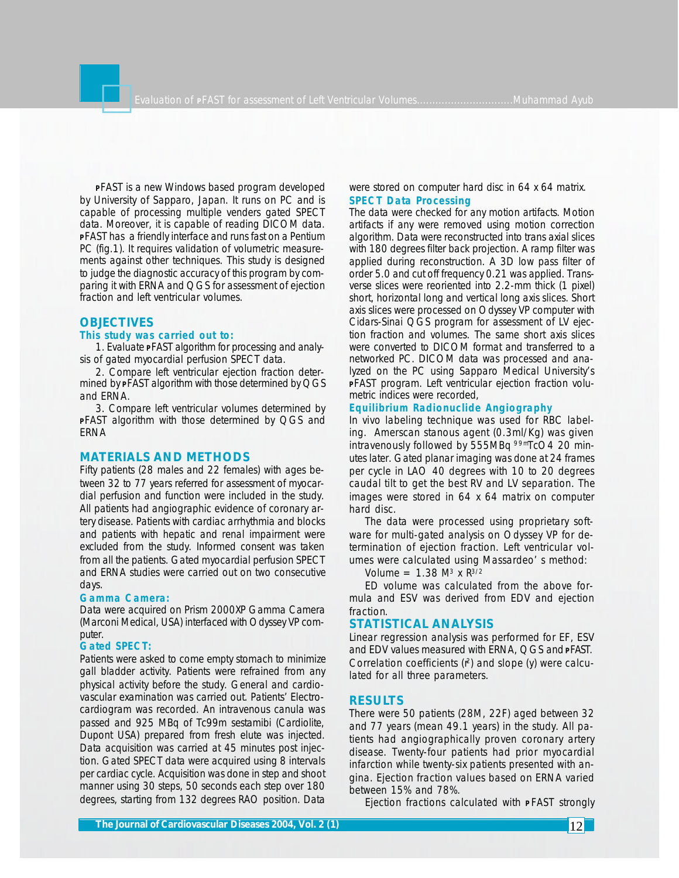pFAST is a new Windows based program developed by University of Sapparo, Japan. It runs on PC and is capable of processing multiple venders gated SPECT data. Moreover, it is capable of reading DICOM data. pFAST has a friendly interface and runs fast on a Pentium PC (fig.1). It requires validation of volumetric measurements against other techniques. This study is designed to judge the diagnostic accuracy of this program by comparing it with ERNA and QGS for assessment of ejection fraction and left ventricular volumes.

## OBJECTIVES

### This study was carried out to:

1. Evaluate pFAST algorithm for processing and analysis of gated myocardial perfusion SPECT data.
2. Compare left ventricular ejection fraction determined by pFAST algorithm with those determined by QGS and ERNA.
3. Compare left ventricular volumes determined by pFAST algorithm with those determined by QGS and ERNA

## MATERIALS AND METHODS

Fifty patients (28 males and 22 females) with ages between 32 to 77 years referred for assessment of myocardial perfusion and function were included in the study. All patients had angiographic evidence of coronary artery disease. Patients with cardiac arrhythmia and blocks and patients with hepatic and renal impairment were excluded from the study. Informed consent was taken from all the patients. Gated myocardial perfusion SPECT and ERNA studies were carried out on two consecutive days.

### Gamma Camera:

Data were acquired on Prism 2000XP Gamma Camera (Marconi Medical, USA) interfaced with Odyssey VP computer.

### Gated SPECT:

Patients were asked to come empty stomach to minimize gall bladder activity. Patients were refrained from any physical activity before the study. General and cardiovascular examination was carried out. Patients' Electrocardiogram was recorded. An intravenous canula was passed and 925 MBq of Tc99m sestamibi (Cardiolite, Dupont USA) prepared from fresh elute was injected. Data acquisition was carried at 45 minutes post injection. Gated SPECT data were acquired using 8 intervals per cardiac cycle. Acquisition was done in step and shoot manner using 30 steps, 50 seconds each step over 180 degrees, starting from 132 degrees RAO position. Data were stored on computer hard disc in 64 x 64 matrix.

### SPECT Data Processing

The data were checked for any motion artifacts. Motion artifacts if any were removed using motion correction algorithm. Data were reconstructed into trans axial slices with 180 degrees filter back projection. A ramp filter was applied during reconstruction. A 3D low pass filter of order 5.0 and cut off frequency 0.21 was applied. Transverse slices were reoriented into 2.2-mm thick (1 pixel) short, horizontal long and vertical long axis slices. Short axis slices were processed on Odyssey VP computer with Cidars-Sinai QGS program for assessment of LV ejection fraction and volumes. The same short axis slices were converted to DICOM format and transferred to a networked PC. DICOM data was processed and analyzed on the PC using Sapparo Medical University's pFAST program. Left ventricular ejection fraction volumetric indices were recorded,

### Equilibrium Radionuclide Angiography

In vivo labeling technique was used for RBC labeling. Amerscan stanous agent (0.3ml/Kg) was given intravenously followed by 555MBq $^{99m}TcO_4$ 20 minutes later. Gated planar imaging was done at 24 frames per cycle in LAO 40 degrees with 10 to 20 degrees caudal tilt to get the best RV and LV separation. The images were stored in 64 x 64 matrix on computer hard disc.

The data were processed using proprietary software for multi-gated analysis on Odyssey VP for determination of ejection fraction. Left ventricular volumes were calculated using Massardeo's method:

$$\text{Volume} = 1.38\ M^3 \times R^{3/2}$$

ED volume was calculated from the above formula and ESV was derived from EDV and ejection fraction.

## STATISTICAL ANALYSIS

Linear regression analysis was performed for EF, ESV and EDV values measured with ERNA, QGS and pFAST. Correlation coefficients ($r^2$) and slope (y) were calculated for all three parameters.

## RESULTS

There were 50 patients (28M, 22F) aged between 32 and 77 years (mean 49.1 years) in the study. All patients had angiographically proven coronary artery disease. Twenty-four patients had prior myocardial infarction while twenty-six patients presented with angina. Ejection fraction values based on ERNA varied between 15% and 78%.

Ejection fractions calculated with pFAST strongly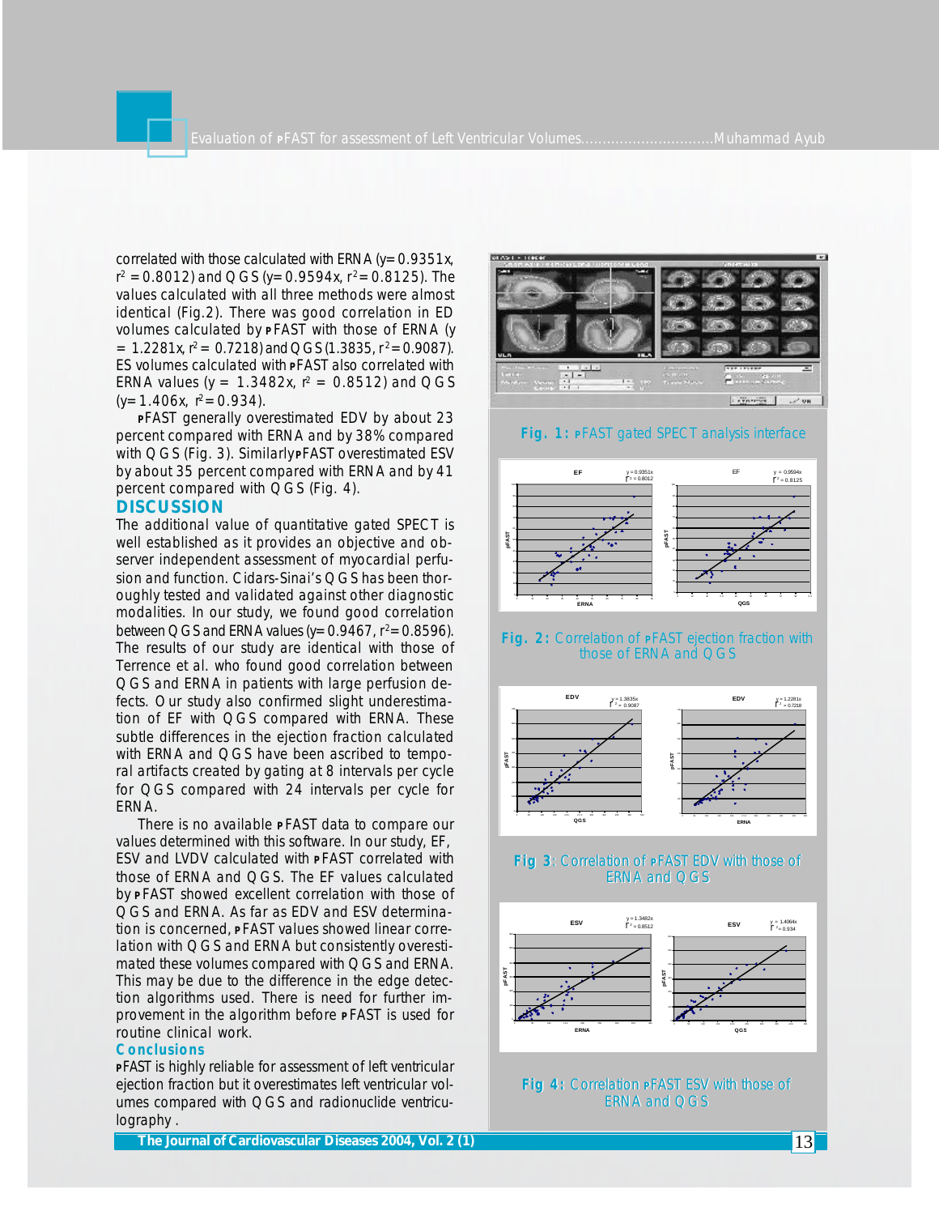correlated with those calculated with ERNA ($y= 0.9351x$, $r^2 = 0.8012$) and QGS ($y= 0.9594x$, $r^2= 0.8125$). The values calculated with all three methods were almost identical (Fig.2). There was good correlation in ED volumes calculated by PFAST with those of ERNA ($y = 1.2281x$, $r^2 = 0.7218$) and QGS ($1.3835$, $r^2= 0.9087$). ES volumes calculated with PFAST also correlated with ERNA values ($y = 1.3482x$, $r^2 = 0.8512$) and QGS ($y= 1.406x$, $r^2= 0.934$).

PFAST generally overestimated EDV by about 23 percent compared with ERNA and by 38% compared with QGS (Fig. 3). Similarly PFAST overestimated ESV by about 35 percent compared with ERNA and by 41 percent compared with QGS (Fig. 4).

## DISCUSSION

The additional value of quantitative gated SPECT is well established as it provides an objective and observer independent assessment of myocardial perfusion and function. Cidars-Sinai's QGS has been thoroughly tested and validated against other diagnostic modalities. In our study, we found good correlation between QGS and ERNA values ($y= 0.9467$, $r^2= 0.8596$). The results of our study are identical with those of Terrence et al. who found good correlation between QGS and ERNA in patients with large perfusion defects. Our study also confirmed slight underestimation of EF with QGS compared with ERNA. These subtle differences in the ejection fraction calculated with ERNA and QGS have been ascribed to temporal artifacts created by gating at 8 intervals per cycle for QGS compared with 24 intervals per cycle for ERNA.

There is no available PFAST data to compare our values determined with this software. In our study, EF, ESV and LVDV calculated with PFAST correlated with those of ERNA and QGS. The EF values calculated by PFAST showed excellent correlation with those of QGS and ERNA. As far as EDV and ESV determination is concerned, PFAST values showed linear correlation with QGS and ERNA but consistently overestimated these volumes compared with QGS and ERNA. This may be due to the difference in the edge detection algorithms used. There is need for further improvement in the algorithm before PFAST is used for routine clinical work.

### Conclusions

PFAST is highly reliable for assessment of left ventricular ejection fraction but it overestimates left ventricular volumes compared with QGS and radionuclide ventriculography.

**Fig. 1:** PFAST gated SPECT analysis interface

**Fig. 2:** Correlation of PFAST ejection fraction with those of ERNA and QGS

**Fig 3:** Correlation of PFAST EDV with those of ERNA and QGS

**Fig 4:** Correlation PFAST ESV with those of ERNA and QGS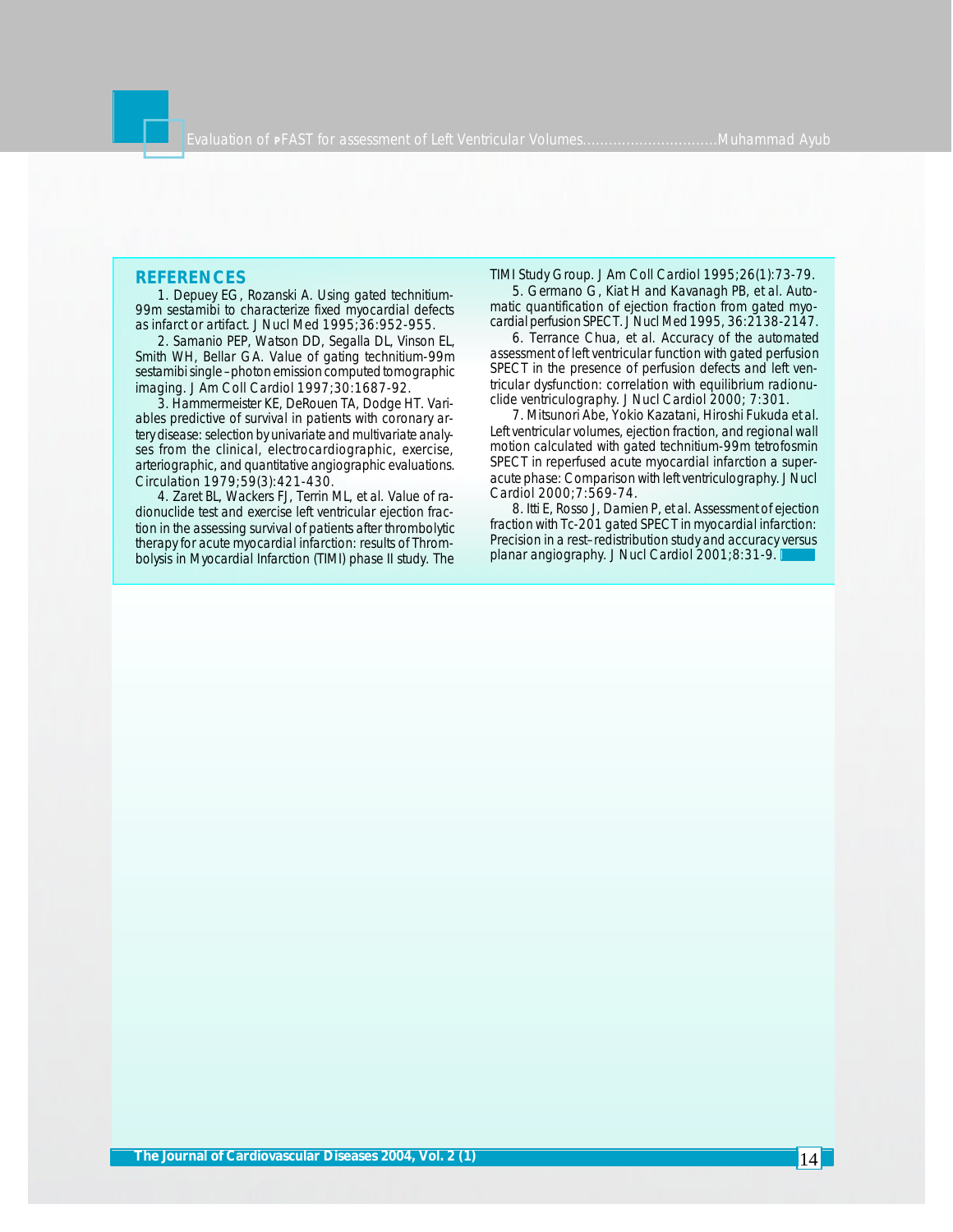## REFERENCES

1. Depuey EG, Rozanski A. Using gated technitium-99m sestamibi to characterize fixed myocardial defects as infarct or artifact. J Nucl Med 1995;36:952-955.

2. Samanio PEP, Watson DD, Segalla DL, Vinson EL, Smith WH, Bellar GA. Value of gating technitium-99m sestamibi single –photon emission computed tomographic imaging. J Am Coll Cardiol 1997;30:1687-92.

3. Hammermeister KE, DeRouen TA, Dodge HT. Variables predictive of survival in patients with coronary artery disease: selection by univariate and multivariate analyses from the clinical, electrocardiographic, exercise, arteriographic, and quantitative angiographic evaluations. Circulation 1979;59(3):421-430.

4. Zaret BL, Wackers FJ, Terrin ML, et al. Value of radionuclide test and exercise left ventricular ejection fraction in the assessing survival of patients after thrombolytic therapy for acute myocardial infarction: results of Thrombolysis in Myocardial Infarction (TIMI) phase II study. The TIMI Study Group. J Am Coll Cardiol 1995;26(1):73-79.

5. Germano G, Kiat H and Kavanagh PB, et al. Automatic quantification of ejection fraction from gated myocardial perfusion SPECT. J Nucl Med 1995, 36:2138-2147.

6. Terrance Chua, et al. Accuracy of the automated assessment of left ventricular function with gated perfusion SPECT in the presence of perfusion defects and left ventricular dysfunction: correlation with equilibrium radionuclide ventriculography. J Nucl Cardiol 2000; 7:301.

7. Mitsunori Abe, Yokio Kazatani, Hiroshi Fukuda et al. Left ventricular volumes, ejection fraction, and regional wall motion calculated with gated technitium-99m tetrofosmin SPECT in reperfused acute myocardial infarction a super-acute phase: Comparison with left ventriculography. J Nucl Cardiol 2000;7:569-74.

8. Itti E, Rosso J, Damien P, et al. Assessment of ejection fraction with Tc-201 gated SPECT in myocardial infarction: Precision in a rest–redistribution study and accuracy versus planar angiography. J Nucl Cardiol 2001;8:31-9.